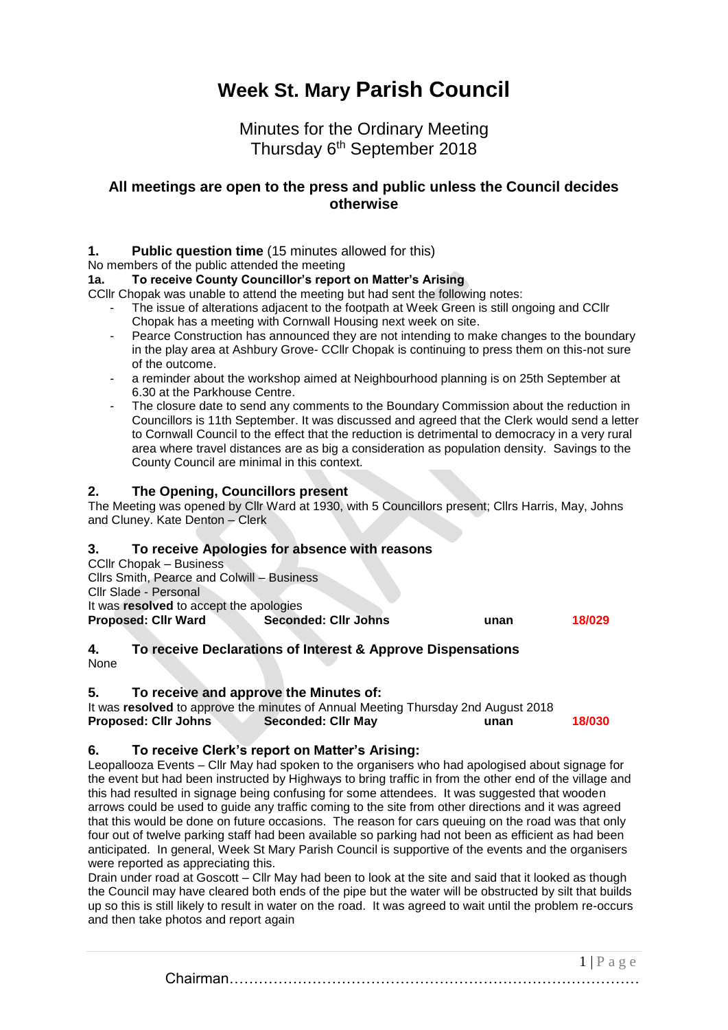# Week St. Mary Parish Council

## Minutes for the Ordinary Meeting
## Thursday 6th September 2018

### All meetings are open to the press and public unless the Council decides otherwise

**1. Public question time** (15 minutes allowed for this)

No members of the public attended the meeting

**1a. To receive County Councillor's report on Matter's Arising**

CCllr Chopak was unable to attend the meeting but had sent the following notes:

- The issue of alterations adjacent to the footpath at Week Green is still ongoing and CCllr Chopak has a meeting with Cornwall Housing next week on site.
- Pearce Construction has announced they are not intending to make changes to the boundary in the play area at Ashbury Grove- CCllr Chopak is continuing to press them on this-not sure of the outcome.
- a reminder about the workshop aimed at Neighbourhood planning is on 25th September at 6.30 at the Parkhouse Centre.
- The closure date to send any comments to the Boundary Commission about the reduction in Councillors is 11th September. It was discussed and agreed that the Clerk would send a letter to Cornwall Council to the effect that the reduction is detrimental to democracy in a very rural area where travel distances are as big a consideration as population density. Savings to the County Council are minimal in this context.

**2. The Opening, Councillors present**

The Meeting was opened by Cllr Ward at 1930, with 5 Councillors present; Cllrs Harris, May, Johns and Cluney. Kate Denton – Clerk

**3. To receive Apologies for absence with reasons**

CCllr Chopak – Business
Cllrs Smith, Pearce and Colwill – Business
Cllr Slade - Personal
It was **resolved** to accept the apologies

**Proposed: Cllr Ward** **Seconded: Cllr Johns** **unan** **18/029**

**4. To receive Declarations of Interest & Approve Dispensations**

None

**5. To receive and approve the Minutes of:**

It was **resolved** to approve the minutes of Annual Meeting Thursday 2nd August 2018

**Proposed: Cllr Johns** **Seconded: Cllr May** **unan** **18/030**

**6. To receive Clerk's report on Matter's Arising:**

Leopallooza Events – Cllr May had spoken to the organisers who had apologised about signage for the event but had been instructed by Highways to bring traffic in from the other end of the village and this had resulted in signage being confusing for some attendees. It was suggested that wooden arrows could be used to guide any traffic coming to the site from other directions and it was agreed that this would be done on future occasions. The reason for cars queuing on the road was that only four out of twelve parking staff had been available so parking had not been as efficient as had been anticipated. In general, Week St Mary Parish Council is supportive of the events and the organisers were reported as appreciating this.

Drain under road at Goscott – Cllr May had been to look at the site and said that it looked as though the Council may have cleared both ends of the pipe but the water will be obstructed by silt that builds up so this is still likely to result in water on the road. It was agreed to wait until the problem re-occurs and then take photos and report again

Chairman………………………………………………………………………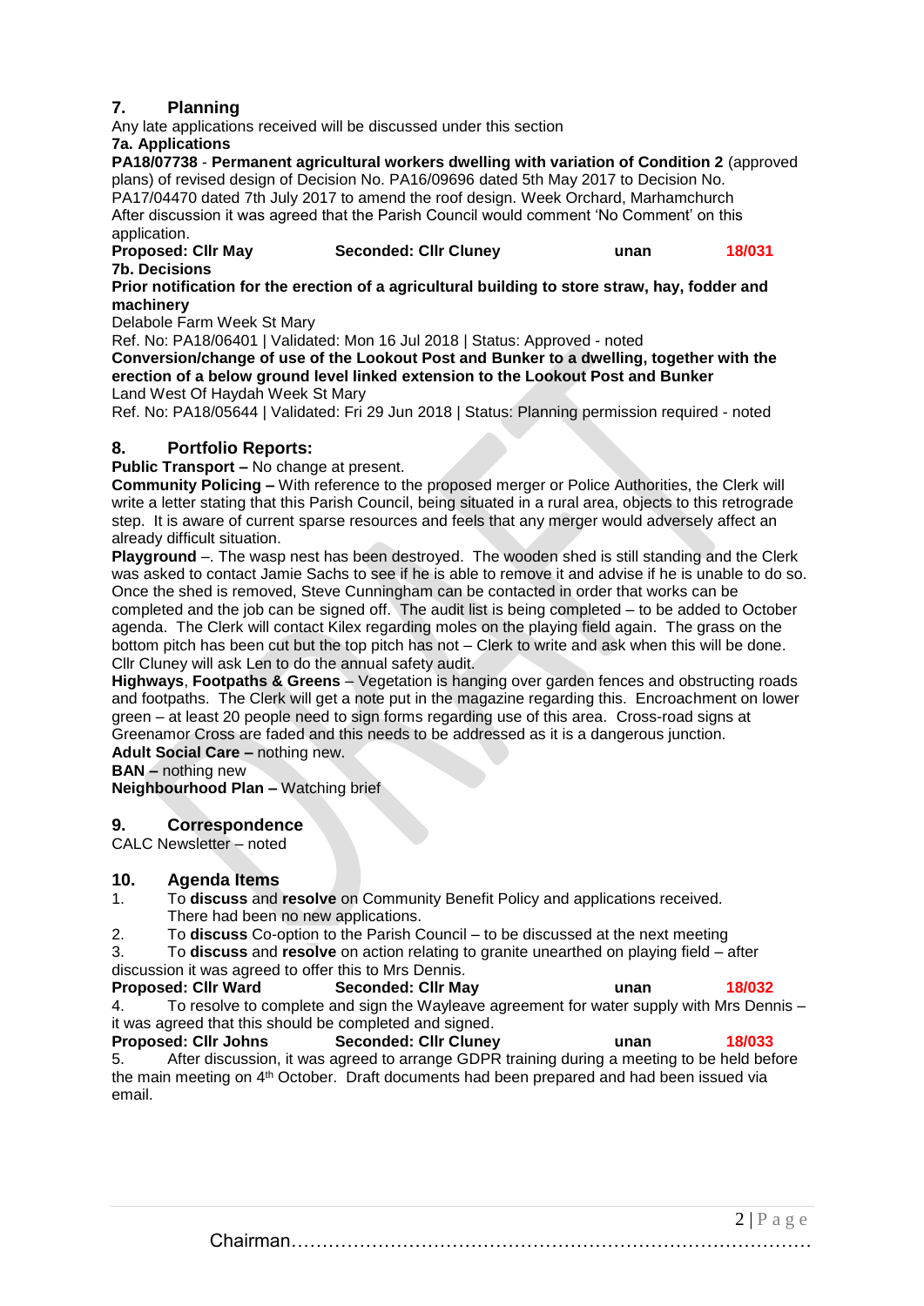## 7. Planning

Any late applications received will be discussed under this section

**7a. Applications**

**PA18/07738** - **Permanent agricultural workers dwelling with variation of Condition 2** (approved plans) of revised design of Decision No. PA16/09696 dated 5th May 2017 to Decision No. PA17/04470 dated 7th July 2017 to amend the roof design. Week Orchard, Marhamchurch

After discussion it was agreed that the Parish Council would comment 'No Comment' on this application.

**Proposed: Cllr May** **Seconded: Cllr Cluney** **unan** **18/031**

**7b. Decisions**

**Prior notification for the erection of a agricultural building to store straw, hay, fodder and machinery**

Delabole Farm Week St Mary

Ref. No: PA18/06401 | Validated: Mon 16 Jul 2018 | Status: Approved - noted

**Conversion/change of use of the Lookout Post and Bunker to a dwelling, together with the erection of a below ground level linked extension to the Lookout Post and Bunker**

Land West Of Haydah Week St Mary

Ref. No: PA18/05644 | Validated: Fri 29 Jun 2018 | Status: Planning permission required - noted

## 8. Portfolio Reports:

**Public Transport –** No change at present.

**Community Policing –** With reference to the proposed merger or Police Authorities, the Clerk will write a letter stating that this Parish Council, being situated in a rural area, objects to this retrograde step. It is aware of current sparse resources and feels that any merger would adversely affect an already difficult situation.

**Playground** –. The wasp nest has been destroyed. The wooden shed is still standing and the Clerk was asked to contact Jamie Sachs to see if he is able to remove it and advise if he is unable to do so. Once the shed is removed, Steve Cunningham can be contacted in order that works can be completed and the job can be signed off. The audit list is being completed – to be added to October agenda. The Clerk will contact Kilex regarding moles on the playing field again. The grass on the bottom pitch has been cut but the top pitch has not – Clerk to write and ask when this will be done. Cllr Cluney will ask Len to do the annual safety audit.

**Highways**, **Footpaths & Greens** – Vegetation is hanging over garden fences and obstructing roads and footpaths. The Clerk will get a note put in the magazine regarding this. Encroachment on lower green – at least 20 people need to sign forms regarding use of this area. Cross-road signs at Greenamor Cross are faded and this needs to be addressed as it is a dangerous junction.

**Adult Social Care –** nothing new.

**BAN –** nothing new

**Neighbourhood Plan –** Watching brief

## 9. Correspondence

CALC Newsletter – noted

## 10. Agenda Items

1. To **discuss** and **resolve** on Community Benefit Policy and applications received. There had been no new applications.
2. To **discuss** Co-option to the Parish Council – to be discussed at the next meeting
3. To **discuss** and **resolve** on action relating to granite unearthed on playing field – after discussion it was agreed to offer this to Mrs Dennis.

**Proposed: Cllr Ward** **Seconded: Cllr May** **unan** **18/032**

4. To resolve to complete and sign the Wayleave agreement for water supply with Mrs Dennis – it was agreed that this should be completed and signed.

**Proposed: Cllr Johns** **Seconded: Cllr Cluney** **unan** **18/033**

5. After discussion, it was agreed to arrange GDPR training during a meeting to be held before the main meeting on 4th October. Draft documents had been prepared and had been issued via email.

Chairman……………………………………………………………………….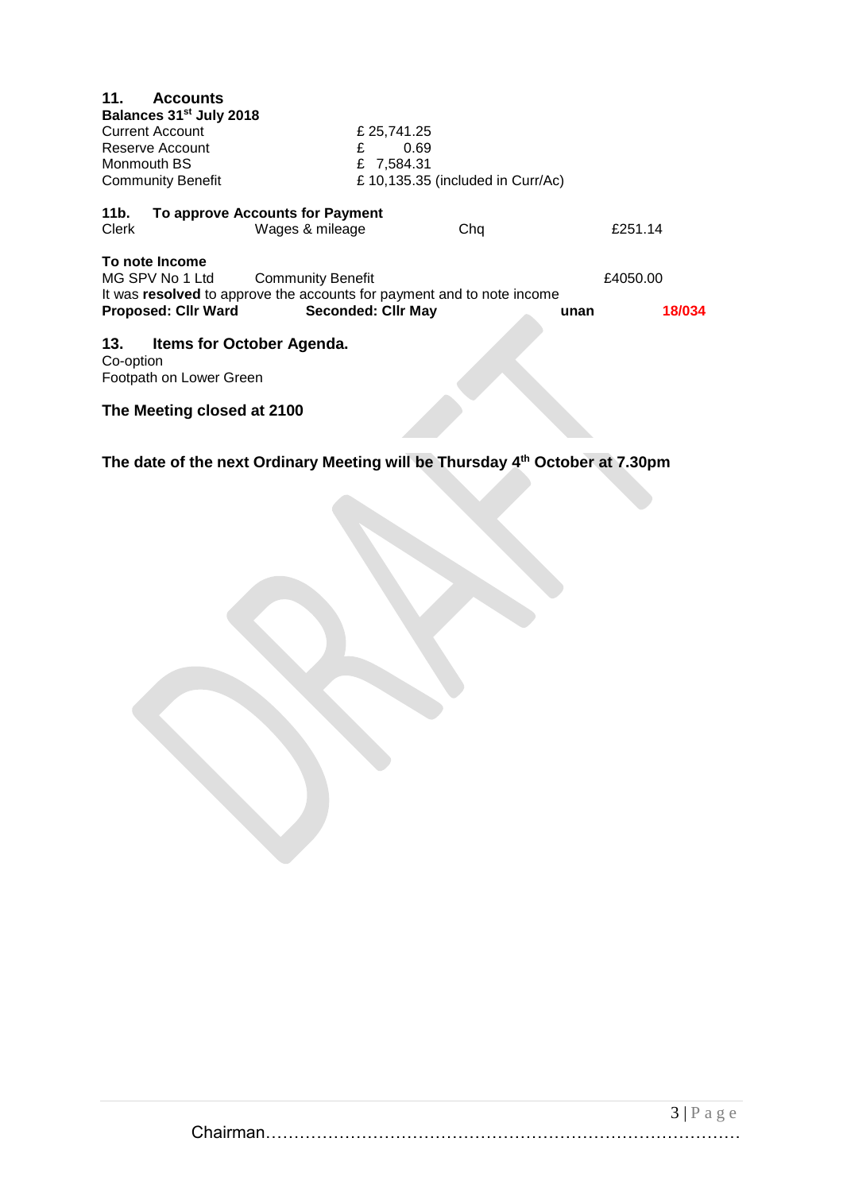## 11. Accounts

**Balances 31st July 2018**

| | |
|---|---|
| Current Account | £ 25,741.25 |
| Reserve Account | £ 0.69 |
| Monmouth BS | £ 7,584.31 |
| Community Benefit | £ 10,135.35 (included in Curr/Ac) |

**11b. To approve Accounts for Payment**

| | | | |
|---|---|---|---|
| Clerk | Wages & mileage | Chq | £251.14 |

**To note Income**

| | | |
|---|---|---|
| MG SPV No 1 Ltd | Community Benefit | £4050.00 |

It was **resolved** to approve the accounts for payment and to note income

**Proposed: Cllr Ward** **Seconded: Cllr May** **unan** **18/034**

## 13. Items for October Agenda.

Co-option

Footpath on Lower Green

**The Meeting closed at 2100**

**The date of the next Ordinary Meeting will be Thursday 4th October at 7.30pm**

Chairman……………………………………………………………………………